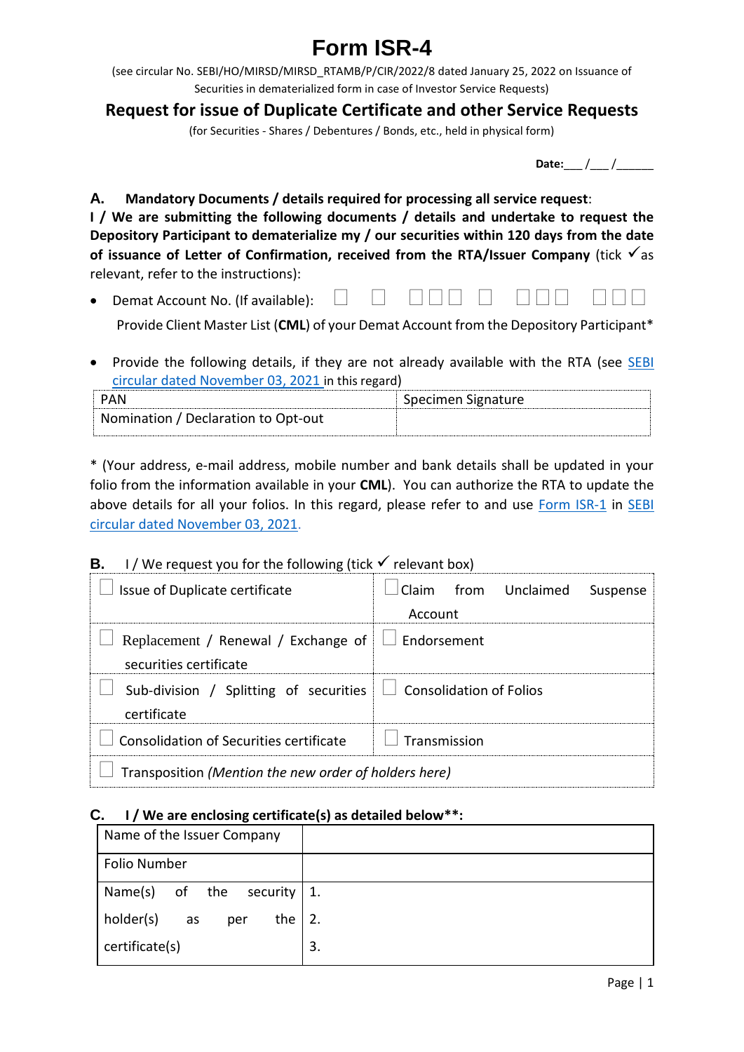# Form ISR-4

(see circular No. SEBI/HO/MIRSD/MIRSD_RTAMB/P/CIR/2022/8 dated January 25, 2022 on Issuance of Securities in dematerialized form in case of Investor Service Requests)

## Request for issue of Duplicate Certificate and other Service Requests

(for Securities - Shares / Debentures / Bonds, etc., held in physical form)

**Date:**___ /___ /______

**A. Mandatory Documents / details required for processing all service request**:

**I / We are submitting the following documents / details and undertake to request the Depository Participant to dematerialize my / our securities within 120 days from the date of issuance of Letter of Confirmation, received from the RTA/Issuer Company** (tick ✓ as relevant, refer to the instructions):

- Demat Account No. (If available): ☐ ☐ ☐☐☐ ☐ ☐☐☐ ☐☐☐

  Provide Client Master List (**CML**) of your Demat Account from the Depository Participant*

- Provide the following details, if they are not already available with the RTA (see SEBI circular dated November 03, 2021 in this regard)

| PAN | Specimen Signature |
|---|---|
| Nomination / Declaration to Opt-out | |

* (Your address, e-mail address, mobile number and bank details shall be updated in your folio from the information available in your **CML**). You can authorize the RTA to update the above details for all your folios. In this regard, please refer to and use Form ISR-1 in SEBI circular dated November 03, 2021.

**B.** I / We request you for the following (tick ✓ relevant box)

| | |
|---|---|
| ☐ Issue of Duplicate certificate | ☐ Claim from Unclaimed Suspense Account |
| ☐ Replacement / Renewal / Exchange of securities certificate | ☐ Endorsement |
| ☐ Sub-division / Splitting of securities certificate | ☐ Consolidation of Folios |
| ☐ Consolidation of Securities certificate | ☐ Transmission |
| ☐ Transposition *(Mention the new order of holders here)* | |

**C. I / We are enclosing certificate(s) as detailed below**:**

| | |
|---|---|
| Name of the Issuer Company | |
| Folio Number | |
| Name(s) of the security holder(s) as per the certificate(s) | 1.<br>2.<br>3. |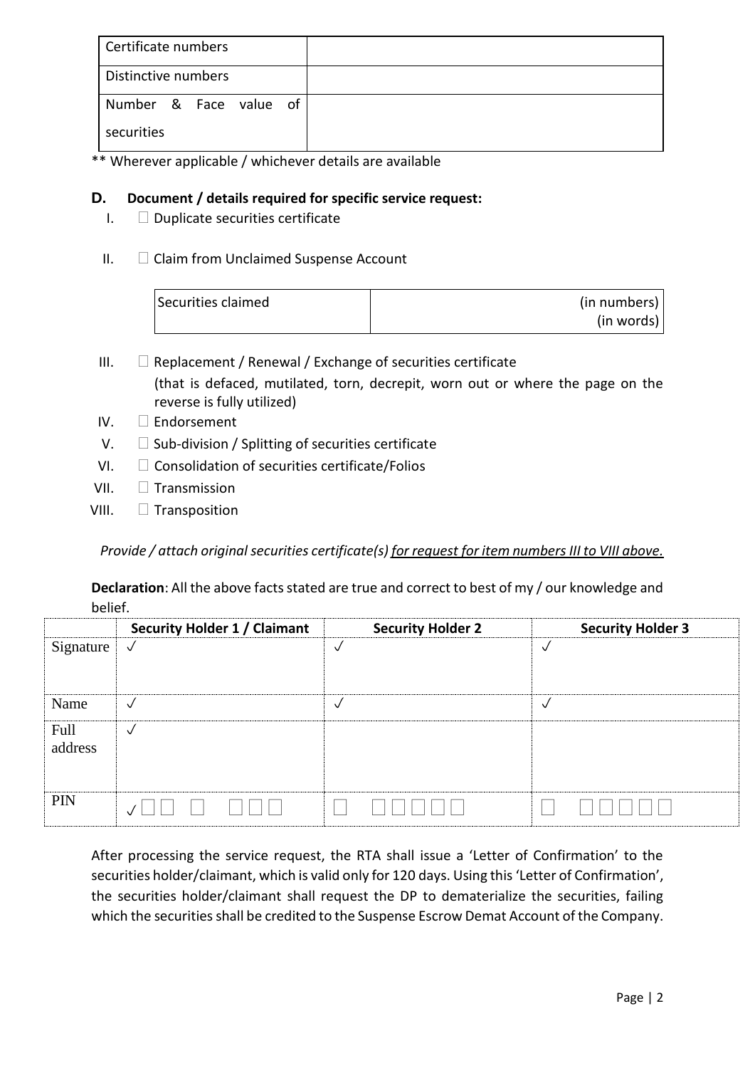| | |
|---|---|
| Certificate numbers | |
| Distinctive numbers | |
| Number & Face value of securities | |

** Wherever applicable / whichever details are available

### D. Document / details required for specific service request:

I. ☐ Duplicate securities certificate

II. ☐ Claim from Unclaimed Suspense Account

| | |
|---|---|
| Securities claimed | (in numbers)<br>(in words) |

III. ☐ Replacement / Renewal / Exchange of securities certificate (that is defaced, mutilated, torn, decrepit, worn out or where the page on the reverse is fully utilized)

IV. ☐ Endorsement

V. ☐ Sub-division / Splitting of securities certificate

VI. ☐ Consolidation of securities certificate/Folios

VII. ☐ Transmission

VIII. ☐ Transposition

*Provide / attach original securities certificate(s) <u>for request for item numbers III to VIII above.</u>*

**Declaration**: All the above facts stated are true and correct to best of my / our knowledge and belief.

| | Security Holder 1 / Claimant | Security Holder 2 | Security Holder 3 |
|---|---|---|---|
| Signature | ✓ | ✓ | ✓ |
| Name | ✓ | ✓ | ✓ |
| Full address | ✓ | | |
| PIN | ✓☐☐ ☐ ☐☐☐ | ☐ ☐☐☐☐☐ | ☐ ☐☐☐☐☐ |

After processing the service request, the RTA shall issue a 'Letter of Confirmation' to the securities holder/claimant, which is valid only for 120 days. Using this 'Letter of Confirmation', the securities holder/claimant shall request the DP to dematerialize the securities, failing which the securities shall be credited to the Suspense Escrow Demat Account of the Company.